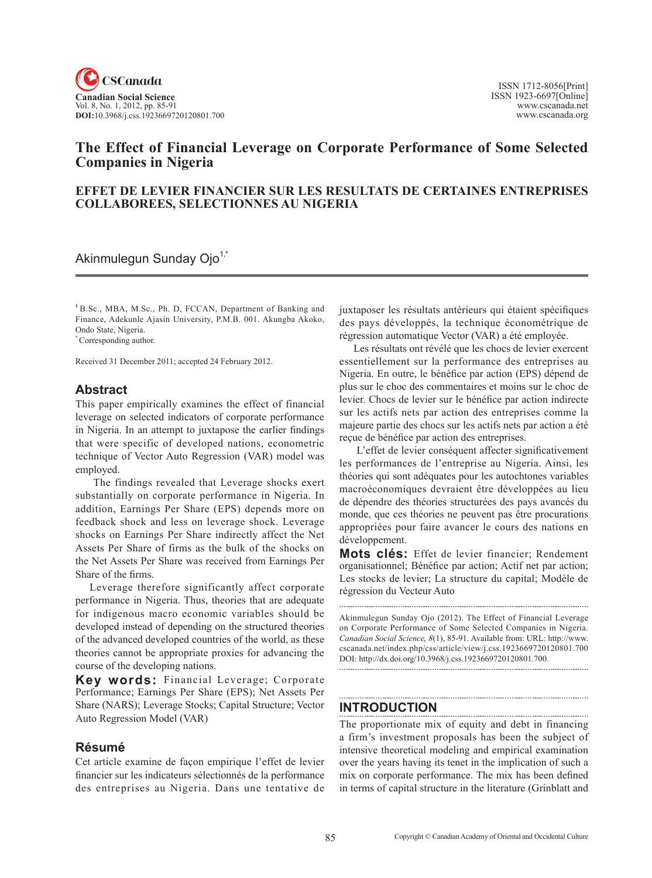# The Effect of Financial Leverage on Corporate Performance of Some Selected Companies in Nigeria

## EFFET DE LEVIER FINANCIER SUR LES RESULTATS DE CERTAINES ENTREPRISES COLLABOREES, SELECTIONNES AU NIGERIA

Akinmulegun Sunday Ojo[1,*]

[1] B.Sc., MBA, M.Sc., Ph. D, FCCAN, Department of Banking and Finance, Adekunle Ajasin University, P.M.B. 001. Akungba Akoko, Ondo State, Nigeria.
[*] Corresponding author.

Received 31 December 2011; accepted 24 February 2012.

## Abstract

This paper empirically examines the effect of financial leverage on selected indicators of corporate performance in Nigeria. In an attempt to juxtapose the earlier findings that were specific of developed nations, econometric technique of Vector Auto Regression (VAR) model was employed.

The findings revealed that Leverage shocks exert substantially on corporate performance in Nigeria. In addition, Earnings Per Share (EPS) depends more on feedback shock and less on leverage shock. Leverage shocks on Earnings Per Share indirectly affect the Net Assets Per Share of firms as the bulk of the shocks on the Net Assets Per Share was received from Earnings Per Share of the firms.

Leverage therefore significantly affect corporate performance in Nigeria. Thus, theories that are adequate for indigenous macro economic variables should be developed instead of depending on the structured theories of the advanced developed countries of the world, as these theories cannot be appropriate proxies for advancing the course of the developing nations.

**Key words:** Financial Leverage; Corporate Performance; Earnings Per Share (EPS); Net Assets Per Share (NARS); Leverage Stocks; Capital Structure; Vector Auto Regression Model (VAR)

## Résumé

Cet article examine de façon empirique l'effet de levier financier sur les indicateurs sélectionnés de la performance des entreprises au Nigeria. Dans une tentative de juxtaposer les résultats antérieurs qui étaient spécifiques des pays développés, la technique économétrique de régression automatique Vector (VAR) a été employée.

Les résultats ont révélé que les chocs de levier exercent essentiellement sur la performance des entreprises au Nigeria. En outre, le bénéfice par action (EPS) dépend de plus sur le choc des commentaires et moins sur le choc de levier. Chocs de levier sur le bénéfice par action indirecte sur les actifs nets par action des entreprises comme la majeure partie des chocs sur les actifs nets par action a été reçue de bénéfice par action des entreprises.

L'effet de levier conséquent affecter significativement les performances de l'entreprise au Nigeria. Ainsi, les théories qui sont adéquates pour les autochtones variables macroéconomiques devraient être développées au lieu de dépendre des théories structurées des pays avancés du monde, que ces théories ne peuvent pas être procurations appropriées pour faire avancer le cours des nations en développement.

**Mots clés:** Effet de levier financier; Rendement organisationnel; Bénéfice par action; Actif net par action; Les stocks de levier; La structure du capital; Modèle de régression du Vecteur Auto

Akinmulegun Sunday Ojo (2012). The Effect of Financial Leverage on Corporate Performance of Some Selected Companies in Nigeria. *Canadian Social Science, 8*(1), 85-91. Available from: URL: http://www.cscanada.net/index.php/css/article/view/j.css.1923669720120801.700 DOI: http://dx.doi.org/10.3968/j.css.1923669720120801.700.

## INTRODUCTION

The proportionate mix of equity and debt in financing a firm's investment proposals has been the subject of intensive theoretical modeling and empirical examination over the years having its tenet in the implication of such a mix on corporate performance. The mix has been defined in terms of capital structure in the literature (Grinblatt and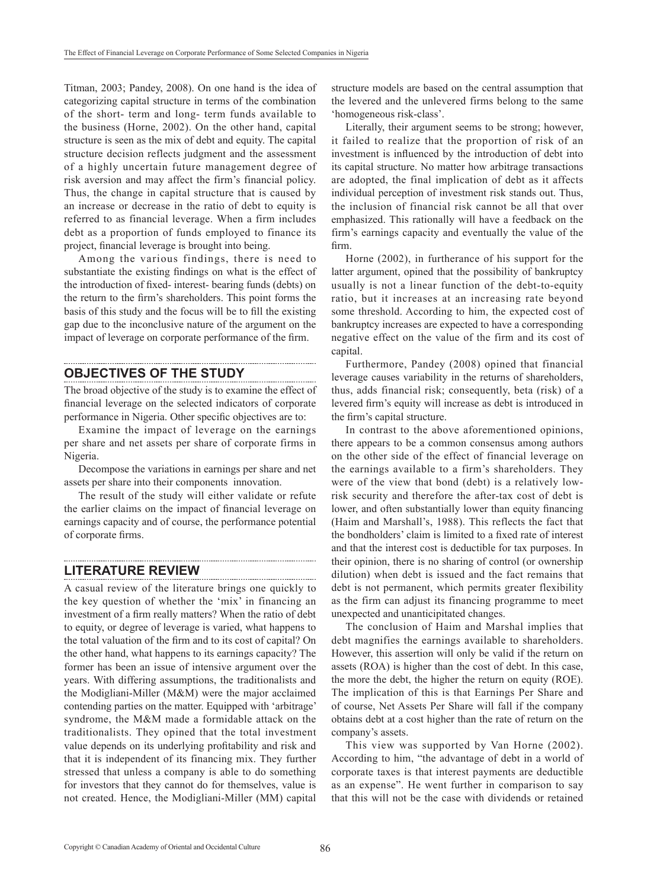Titman, 2003; Pandey, 2008). On one hand is the idea of categorizing capital structure in terms of the combination of the short- term and long- term funds available to the business (Horne, 2002). On the other hand, capital structure is seen as the mix of debt and equity. The capital structure decision reflects judgment and the assessment of a highly uncertain future management degree of risk aversion and may affect the firm's financial policy. Thus, the change in capital structure that is caused by an increase or decrease in the ratio of debt to equity is referred to as financial leverage. When a firm includes debt as a proportion of funds employed to finance its project, financial leverage is brought into being.

Among the various findings, there is need to substantiate the existing findings on what is the effect of the introduction of fixed- interest- bearing funds (debts) on the return to the firm's shareholders. This point forms the basis of this study and the focus will be to fill the existing gap due to the inconclusive nature of the argument on the impact of leverage on corporate performance of the firm.

## OBJECTIVES OF THE STUDY

The broad objective of the study is to examine the effect of financial leverage on the selected indicators of corporate performance in Nigeria. Other specific objectives are to:

Examine the impact of leverage on the earnings per share and net assets per share of corporate firms in Nigeria.

Decompose the variations in earnings per share and net assets per share into their components innovation.

The result of the study will either validate or refute the earlier claims on the impact of financial leverage on earnings capacity and of course, the performance potential of corporate firms.

## LITERATURE REVIEW

A casual review of the literature brings one quickly to the key question of whether the 'mix' in financing an investment of a firm really matters? When the ratio of debt to equity, or degree of leverage is varied, what happens to the total valuation of the firm and to its cost of capital? On the other hand, what happens to its earnings capacity? The former has been an issue of intensive argument over the years. With differing assumptions, the traditionalists and the Modigliani-Miller (M&M) were the major acclaimed contending parties on the matter. Equipped with 'arbitrage' syndrome, the M&M made a formidable attack on the traditionalists. They opined that the total investment value depends on its underlying profitability and risk and that it is independent of its financing mix. They further stressed that unless a company is able to do something for investors that they cannot do for themselves, value is not created. Hence, the Modigliani-Miller (MM) capital structure models are based on the central assumption that the levered and the unlevered firms belong to the same 'homogeneous risk-class'.

Literally, their argument seems to be strong; however, it failed to realize that the proportion of risk of an investment is influenced by the introduction of debt into its capital structure. No matter how arbitrage transactions are adopted, the final implication of debt as it affects individual perception of investment risk stands out. Thus, the inclusion of financial risk cannot be all that over emphasized. This rationally will have a feedback on the firm's earnings capacity and eventually the value of the firm.

Horne (2002), in furtherance of his support for the latter argument, opined that the possibility of bankruptcy usually is not a linear function of the debt-to-equity ratio, but it increases at an increasing rate beyond some threshold. According to him, the expected cost of bankruptcy increases are expected to have a corresponding negative effect on the value of the firm and its cost of capital.

Furthermore, Pandey (2008) opined that financial leverage causes variability in the returns of shareholders, thus, adds financial risk; consequently, beta (risk) of a levered firm's equity will increase as debt is introduced in the firm's capital structure.

In contrast to the above aforementioned opinions, there appears to be a common consensus among authors on the other side of the effect of financial leverage on the earnings available to a firm's shareholders. They were of the view that bond (debt) is a relatively low-risk security and therefore the after-tax cost of debt is lower, and often substantially lower than equity financing (Haim and Marshall's, 1988). This reflects the fact that the bondholders' claim is limited to a fixed rate of interest and that the interest cost is deductible for tax purposes. In their opinion, there is no sharing of control (or ownership dilution) when debt is issued and the fact remains that debt is not permanent, which permits greater flexibility as the firm can adjust its financing programme to meet unexpected and unanticipitated changes.

The conclusion of Haim and Marshal implies that debt magnifies the earnings available to shareholders. However, this assertion will only be valid if the return on assets (ROA) is higher than the cost of debt. In this case, the more the debt, the higher the return on equity (ROE). The implication of this is that Earnings Per Share and of course, Net Assets Per Share will fall if the company obtains debt at a cost higher than the rate of return on the company's assets.

This view was supported by Van Horne (2002). According to him, "the advantage of debt in a world of corporate taxes is that interest payments are deductible as an expense". He went further in comparison to say that this will not be the case with dividends or retained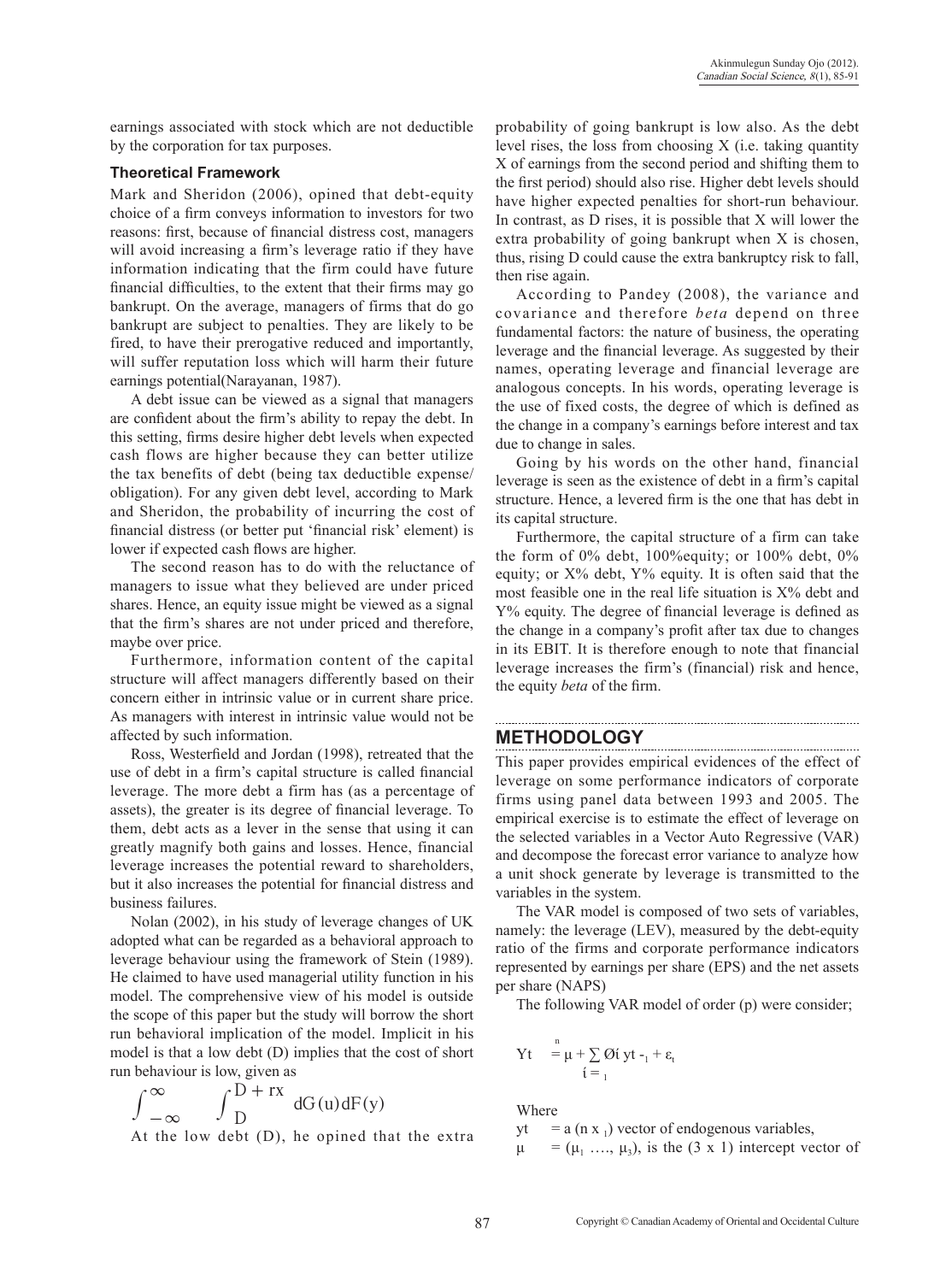earnings associated with stock which are not deductible by the corporation for tax purposes.

### Theoretical Framework

Mark and Sheridon (2006), opined that debt-equity choice of a firm conveys information to investors for two reasons: first, because of financial distress cost, managers will avoid increasing a firm's leverage ratio if they have information indicating that the firm could have future financial difficulties, to the extent that their firms may go bankrupt. On the average, managers of firms that do go bankrupt are subject to penalties. They are likely to be fired, to have their prerogative reduced and importantly, will suffer reputation loss which will harm their future earnings potential(Narayanan, 1987).

A debt issue can be viewed as a signal that managers are confident about the firm's ability to repay the debt. In this setting, firms desire higher debt levels when expected cash flows are higher because they can better utilize the tax benefits of debt (being tax deductible expense/obligation). For any given debt level, according to Mark and Sheridon, the probability of incurring the cost of financial distress (or better put 'financial risk' element) is lower if expected cash flows are higher.

The second reason has to do with the reluctance of managers to issue what they believed are under priced shares. Hence, an equity issue might be viewed as a signal that the firm's shares are not under priced and therefore, maybe over price.

Furthermore, information content of the capital structure will affect managers differently based on their concern either in intrinsic value or in current share price. As managers with interest in intrinsic value would not be affected by such information.

Ross, Westerfield and Jordan (1998), retreated that the use of debt in a firm's capital structure is called financial leverage. The more debt a firm has (as a percentage of assets), the greater is its degree of financial leverage. To them, debt acts as a lever in the sense that using it can greatly magnify both gains and losses. Hence, financial leverage increases the potential reward to shareholders, but it also increases the potential for financial distress and business failures.

Nolan (2002), in his study of leverage changes of UK adopted what can be regarded as a behavioral approach to leverage behaviour using the framework of Stein (1989). He claimed to have used managerial utility function in his model. The comprehensive view of his model is outside the scope of this paper but the study will borrow the short run behavioral implication of the model. Implicit in his model is that a low debt (D) implies that the cost of short run behaviour is low, given as

$$\int_{-\infty}^{\infty} \int_{D}^{D + rx} dG(u)dF(y)$$

At the low debt (D), he opined that the extra probability of going bankrupt is low also. As the debt level rises, the loss from choosing X (i.e. taking quantity X of earnings from the second period and shifting them to the first period) should also rise. Higher debt levels should have higher expected penalties for short-run behaviour. In contrast, as D rises, it is possible that X will lower the extra probability of going bankrupt when X is chosen, thus, rising D could cause the extra bankruptcy risk to fall, then rise again.

According to Pandey (2008), the variance and covariance and therefore *beta* depend on three fundamental factors: the nature of business, the operating leverage and the financial leverage. As suggested by their names, operating leverage and financial leverage are analogous concepts. In his words, operating leverage is the use of fixed costs, the degree of which is defined as the change in a company's earnings before interest and tax due to change in sales.

Going by his words on the other hand, financial leverage is seen as the existence of debt in a firm's capital structure. Hence, a levered firm is the one that has debt in its capital structure.

Furthermore, the capital structure of a firm can take the form of 0% debt, 100%equity; or 100% debt, 0% equity; or X% debt, Y% equity. It is often said that the most feasible one in the real life situation is X% debt and Y% equity. The degree of financial leverage is defined as the change in a company's profit after tax due to changes in its EBIT. It is therefore enough to note that financial leverage increases the firm's (financial) risk and hence, the equity *beta* of the firm.

## METHODOLOGY

This paper provides empirical evidences of the effect of leverage on some performance indicators of corporate firms using panel data between 1993 and 2005. The empirical exercise is to estimate the effect of leverage on the selected variables in a Vector Auto Regressive (VAR) and decompose the forecast error variance to analyze how a unit shock generate by leverage is transmitted to the variables in the system.

The VAR model is composed of two sets of variables, namely: the leverage (LEV), measured by the debt-equity ratio of the firms and corporate performance indicators represented by earnings per share (EPS) and the net assets per share (NAPS)

The following VAR model of order (p) were consider;

$$Yt = \mu + \sum_{i=1}^{n} Øi\, yt_{-1} + \varepsilon_t$$

Where

$yt$ = a ($n \times _1$) vector of endogenous variables,

$\mu$ = ($\mu_1$ …., $\mu_3$), is the (3 x 1) intercept vector of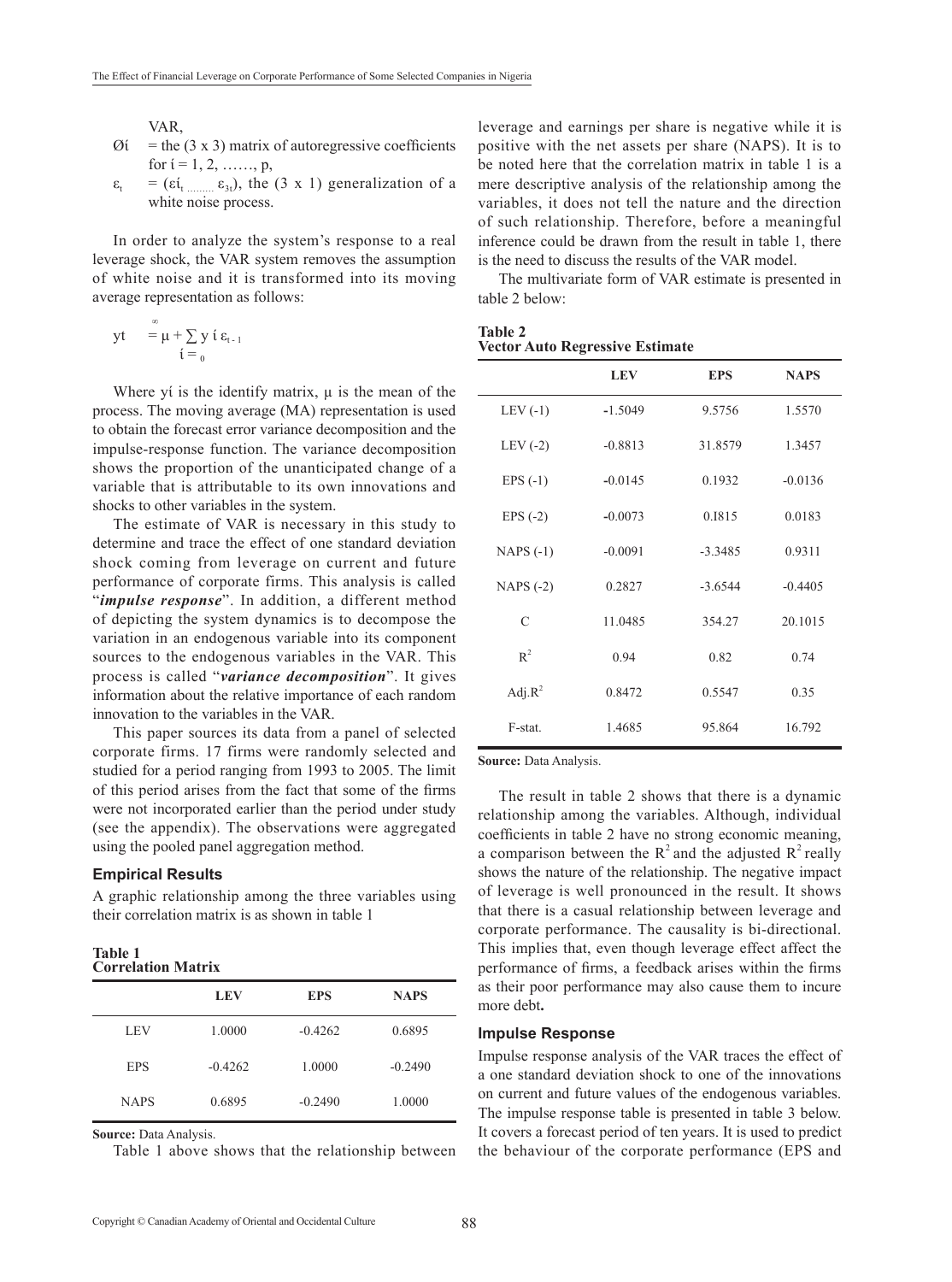VAR,

$Ø_í$ = the (3 x 3) matrix of autoregressive coefficients for í = 1, 2, ……, p,

$ε_t$ = ($εí_t$ ……… $ε_{3t}$), the (3 x 1) generalization of a white noise process.

In order to analyze the system's response to a real leverage shock, the VAR system removes the assumption of white noise and it is transformed into its moving average representation as follows:

$$yt = μ + \sum_{í=0}^{\infty} y\,í\,ε_{t-1}$$

Where yí is the identify matrix, μ is the mean of the process. The moving average (MA) representation is used to obtain the forecast error variance decomposition and the impulse-response function. The variance decomposition shows the proportion of the unanticipated change of a variable that is attributable to its own innovations and shocks to other variables in the system.

The estimate of VAR is necessary in this study to determine and trace the effect of one standard deviation shock coming from leverage on current and future performance of corporate firms. This analysis is called "***impulse response***". In addition, a different method of depicting the system dynamics is to decompose the variation in an endogenous variable into its component sources to the endogenous variables in the VAR. This process is called "***variance decomposition***". It gives information about the relative importance of each random innovation to the variables in the VAR.

This paper sources its data from a panel of selected corporate firms. 17 firms were randomly selected and studied for a period ranging from 1993 to 2005. The limit of this period arises from the fact that some of the firms were not incorporated earlier than the period under study (see the appendix). The observations were aggregated using the pooled panel aggregation method.

### Empirical Results

A graphic relationship among the three variables using their correlation matrix is as shown in table 1

**Table 1**
**Correlation Matrix**

| | LEV | EPS | NAPS |
|---|---|---|---|
| LEV | 1.0000 | -0.4262 | 0.6895 |
| EPS | -0.4262 | 1.0000 | -0.2490 |
| NAPS | 0.6895 | -0.2490 | 1.0000 |

**Source:** Data Analysis.

Table 1 above shows that the relationship between leverage and earnings per share is negative while it is positive with the net assets per share (NAPS). It is to be noted here that the correlation matrix in table 1 is a mere descriptive analysis of the relationship among the variables, it does not tell the nature and the direction of such relationship. Therefore, before a meaningful inference could be drawn from the result in table 1, there is the need to discuss the results of the VAR model.

The multivariate form of VAR estimate is presented in table 2 below:

**Table 2**
**Vector Auto Regressive Estimate**

| | LEV | EPS | NAPS |
|---|---|---|---|
| LEV (-1) | -1.5049 | 9.5756 | 1.5570 |
| LEV (-2) | -0.8813 | 31.8579 | 1.3457 |
| EPS (-1) | -0.0145 | 0.1932 | -0.0136 |
| EPS (-2) | -0.0073 | 0.I815 | 0.0183 |
| NAPS (-1) | -0.0091 | -3.3485 | 0.9311 |
| NAPS (-2) | 0.2827 | -3.6544 | -0.4405 |
| C | 11.0485 | 354.27 | 20.1015 |
| $R^2$ | 0.94 | 0.82 | 0.74 |
| Adj.$R^2$ | 0.8472 | 0.5547 | 0.35 |
| F-stat. | 1.4685 | 95.864 | 16.792 |

**Source:** Data Analysis.

The result in table 2 shows that there is a dynamic relationship among the variables. Although, individual coefficients in table 2 have no strong economic meaning, a comparison between the $R^2$ and the adjusted $R^2$ really shows the nature of the relationship. The negative impact of leverage is well pronounced in the result. It shows that there is a casual relationship between leverage and corporate performance. The causality is bi-directional. This implies that, even though leverage effect affect the performance of firms, a feedback arises within the firms as their poor performance may also cause them to incure more debt**.**

### Impulse Response

Impulse response analysis of the VAR traces the effect of a one standard deviation shock to one of the innovations on current and future values of the endogenous variables. The impulse response table is presented in table 3 below. It covers a forecast period of ten years. It is used to predict the behaviour of the corporate performance (EPS and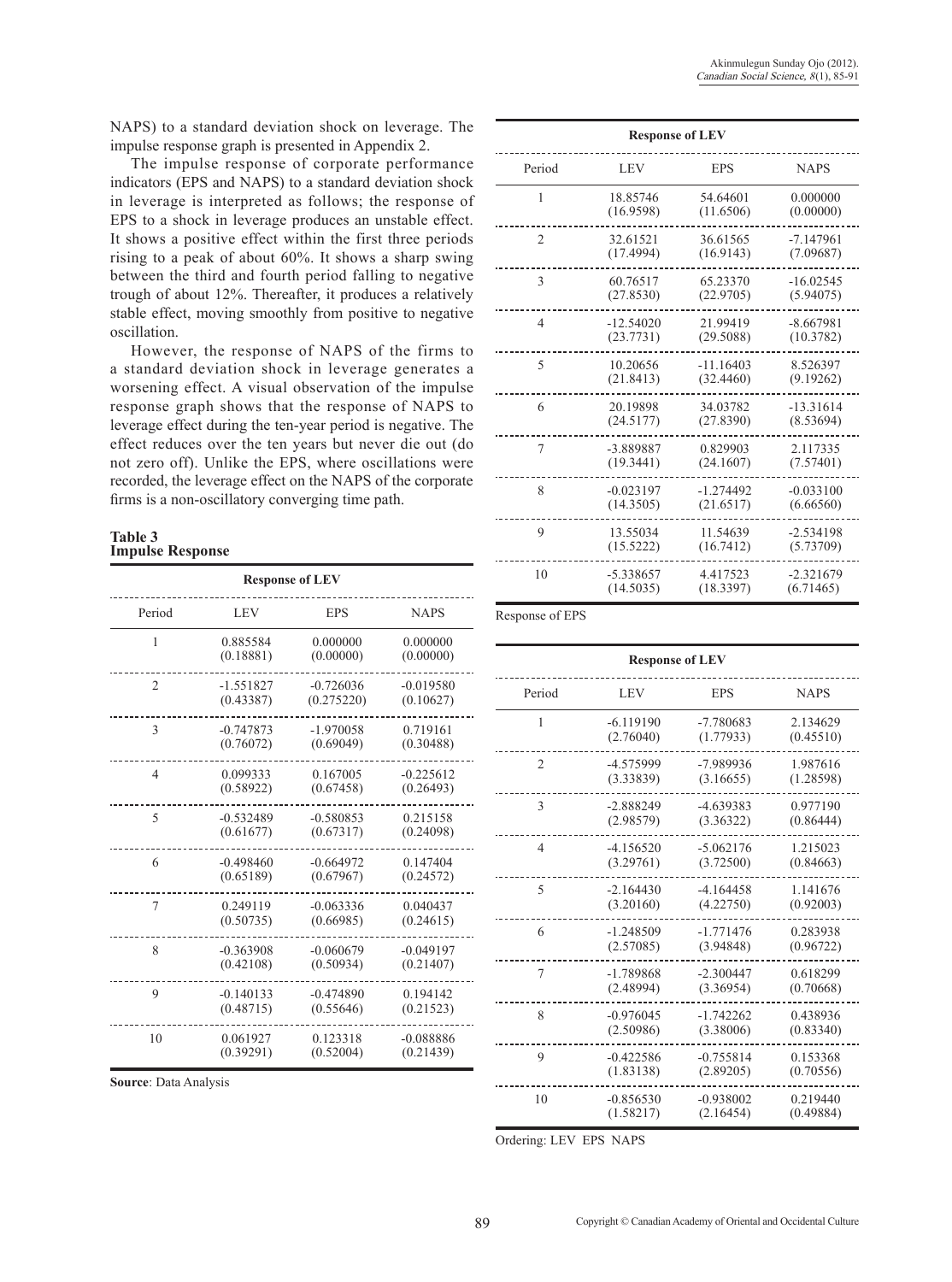NAPS) to a standard deviation shock on leverage. The impulse response graph is presented in Appendix 2.

The impulse response of corporate performance indicators (EPS and NAPS) to a standard deviation shock in leverage is interpreted as follows; the response of EPS to a shock in leverage produces an unstable effect. It shows a positive effect within the first three periods rising to a peak of about 60%. It shows a sharp swing between the third and fourth period falling to negative trough of about 12%. Thereafter, it produces a relatively stable effect, moving smoothly from positive to negative oscillation.

However, the response of NAPS of the firms to a standard deviation shock in leverage generates a worsening effect. A visual observation of the impulse response graph shows that the response of NAPS to leverage effect during the ten-year period is negative. The effect reduces over the ten years but never die out (do not zero off). Unlike the EPS, where oscillations were recorded, the leverage effect on the NAPS of the corporate firms is a non-oscillatory converging time path.

**Table 3**
**Impulse Response**

| Response of LEV | | | |
|---|---|---|---|
| Period | LEV | EPS | NAPS |
| 1 | 0.885584 (0.18881) | 0.000000 (0.00000) | 0.000000 (0.00000) |
| 2 | -1.551827 (0.43387) | -0.726036 (0.275220) | -0.019580 (0.10627) |
| 3 | -0.747873 (0.76072) | -1.970058 (0.69049) | 0.719161 (0.30488) |
| 4 | 0.099333 (0.58922) | 0.167005 (0.67458) | -0.225612 (0.26493) |
| 5 | -0.532489 (0.61677) | -0.580853 (0.67317) | 0.215158 (0.24098) |
| 6 | -0.498460 (0.65189) | -0.664972 (0.67967) | 0.147404 (0.24572) |
| 7 | 0.249119 (0.50735) | -0.063336 (0.66985) | 0.040437 (0.24615) |
| 8 | -0.363908 (0.42108) | -0.060679 (0.50934) | -0.049197 (0.21407) |
| 9 | -0.140133 (0.48715) | -0.474890 (0.55646) | 0.194142 (0.21523) |
| 10 | 0.061927 (0.39291) | 0.123318 (0.52004) | -0.088886 (0.21439) |

**Source**: Data Analysis

| Response of LEV | | | |
|---|---|---|---|
| Period | LEV | EPS | NAPS |
| 1 | 18.85746 (16.9598) | 54.64601 (11.6506) | 0.000000 (0.00000) |
| 2 | 32.61521 (17.4994) | 36.61565 (16.9143) | -7.147961 (7.09687) |
| 3 | 60.76517 (27.8530) | 65.23370 (22.9705) | -16.02545 (5.94075) |
| 4 | -12.54020 (23.7731) | 21.99419 (29.5088) | -8.667981 (10.3782) |
| 5 | 10.20656 (21.8413) | -11.16403 (32.4460) | 8.526397 (9.19262) |
| 6 | 20.19898 (24.5177) | 34.03782 (27.8390) | -13.31614 (8.53694) |
| 7 | -3.889887 (19.3441) | 0.829903 (24.1607) | 2.117335 (7.57401) |
| 8 | -0.023197 (14.3505) | -1.274492 (21.6517) | -0.033100 (6.66560) |
| 9 | 13.55034 (15.5222) | 11.54639 (16.7412) | -2.534198 (5.73709) |
| 10 | -5.338657 (14.5035) | 4.417523 (18.3397) | -2.321679 (6.71465) |

Response of EPS

| Response of LEV | | | |
|---|---|---|---|
| Period | LEV | EPS | NAPS |
| 1 | -6.119190 (2.76040) | -7.780683 (1.77933) | 2.134629 (0.45510) |
| 2 | -4.575999 (3.33839) | -7.989936 (3.16655) | 1.987616 (1.28598) |
| 3 | -2.888249 (2.98579) | -4.639383 (3.36322) | 0.977190 (0.86444) |
| 4 | -4.156520 (3.29761) | -5.062176 (3.72500) | 1.215023 (0.84663) |
| 5 | -2.164430 (3.20160) | -4.164458 (4.22750) | 1.141676 (0.92003) |
| 6 | -1.248509 (2.57085) | -1.771476 (3.94848) | 0.283938 (0.96722) |
| 7 | -1.789868 (2.48994) | -2.300447 (3.36954) | 0.618299 (0.70668) |
| 8 | -0.976045 (2.50986) | -1.742262 (3.38006) | 0.438936 (0.83340) |
| 9 | -0.422586 (1.83138) | -0.755814 (2.89205) | 0.153368 (0.70556) |
| 10 | -0.856530 (1.58217) | -0.938002 (2.16454) | 0.219440 (0.49884) |

Ordering: LEV EPS NAPS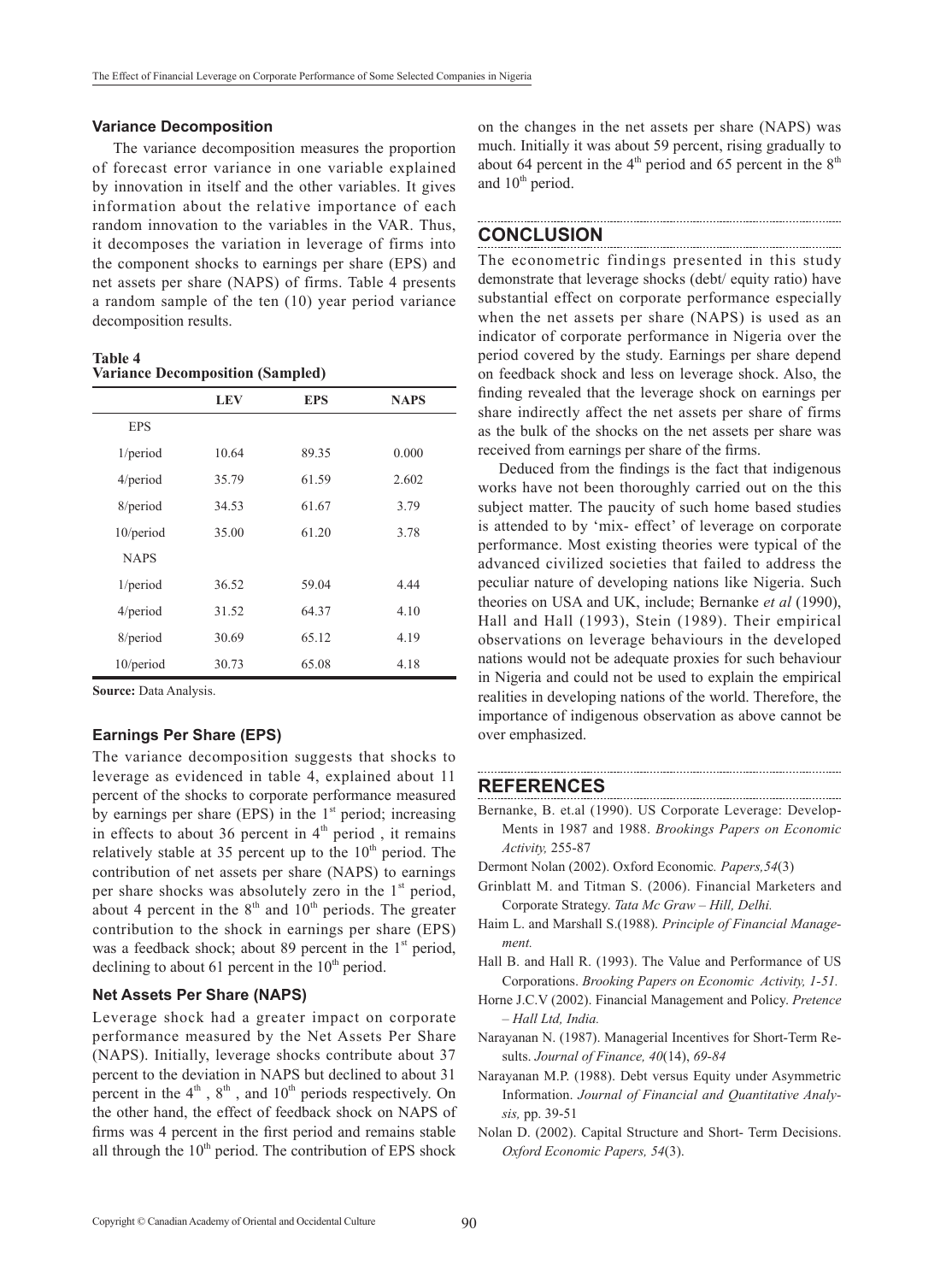### Variance Decomposition

The variance decomposition measures the proportion of forecast error variance in one variable explained by innovation in itself and the other variables. It gives information about the relative importance of each random innovation to the variables in the VAR. Thus, it decomposes the variation in leverage of firms into the component shocks to earnings per share (EPS) and net assets per share (NAPS) of firms. Table 4 presents a random sample of the ten (10) year period variance decomposition results.

**Table 4**
**Variance Decomposition (Sampled)**

| | LEV | EPS | NAPS |
|---|---|---|---|
| EPS | | | |
| 1/period | 10.64 | 89.35 | 0.000 |
| 4/period | 35.79 | 61.59 | 2.602 |
| 8/period | 34.53 | 61.67 | 3.79 |
| 10/period | 35.00 | 61.20 | 3.78 |
| NAPS | | | |
| 1/period | 36.52 | 59.04 | 4.44 |
| 4/period | 31.52 | 64.37 | 4.10 |
| 8/period | 30.69 | 65.12 | 4.19 |
| 10/period | 30.73 | 65.08 | 4.18 |

**Source:** Data Analysis.

### Earnings Per Share (EPS)

The variance decomposition suggests that shocks to leverage as evidenced in table 4, explained about 11 percent of the shocks to corporate performance measured by earnings per share (EPS) in the 1st period; increasing in effects to about 36 percent in 4th period , it remains relatively stable at 35 percent up to the 10th period. The contribution of net assets per share (NAPS) to earnings per share shocks was absolutely zero in the 1st period, about 4 percent in the 8th and 10th periods. The greater contribution to the shock in earnings per share (EPS) was a feedback shock; about 89 percent in the 1st period, declining to about 61 percent in the 10th period.

### Net Assets Per Share (NAPS)

Leverage shock had a greater impact on corporate performance measured by the Net Assets Per Share (NAPS). Initially, leverage shocks contribute about 37 percent to the deviation in NAPS but declined to about 31 percent in the 4th , 8th , and 10th periods respectively. On the other hand, the effect of feedback shock on NAPS of firms was 4 percent in the first period and remains stable all through the 10th period. The contribution of EPS shock on the changes in the net assets per share (NAPS) was much. Initially it was about 59 percent, rising gradually to about 64 percent in the 4th period and 65 percent in the 8th and 10th period.

## CONCLUSION

The econometric findings presented in this study demonstrate that leverage shocks (debt/ equity ratio) have substantial effect on corporate performance especially when the net assets per share (NAPS) is used as an indicator of corporate performance in Nigeria over the period covered by the study. Earnings per share depend on feedback shock and less on leverage shock. Also, the finding revealed that the leverage shock on earnings per share indirectly affect the net assets per share of firms as the bulk of the shocks on the net assets per share was received from earnings per share of the firms.

Deduced from the findings is the fact that indigenous works have not been thoroughly carried out on the this subject matter. The paucity of such home based studies is attended to by 'mix- effect' of leverage on corporate performance. Most existing theories were typical of the advanced civilized societies that failed to address the peculiar nature of developing nations like Nigeria. Such theories on USA and UK, include; Bernanke *et al* (1990), Hall and Hall (1993), Stein (1989). Their empirical observations on leverage behaviours in the developed nations would not be adequate proxies for such behaviour in Nigeria and could not be used to explain the empirical realities in developing nations of the world. Therefore, the importance of indigenous observation as above cannot be over emphasized.

## REFERENCES

Bernanke, B. et.al (1990). US Corporate Leverage: Develop-Ments in 1987 and 1988. *Brookings Papers on Economic Activity,* 255-87

Dermont Nolan (2002). Oxford Economic*. Papers,54*(3)

Grinblatt M. and Titman S. (2006). Financial Marketers and Corporate Strategy. *Tata Mc Graw – Hill, Delhi.*

Haim L. and Marshall S.(1988). *Principle of Financial Management.*

Hall B. and Hall R. (1993). The Value and Performance of US Corporations. *Brooking Papers on Economic Activity, 1-51.*

Horne J.C.V (2002). Financial Management and Policy. *Pretence – Hall Ltd, India.*

Narayanan N. (1987). Managerial Incentives for Short-Term Results. *Journal of Finance, 40*(14), *69-84*

Narayanan M.P. (1988). Debt versus Equity under Asymmetric Information. *Journal of Financial and Quantitative Analysis,* pp. 39-51

Nolan D. (2002). Capital Structure and Short- Term Decisions. *Oxford Economic Papers, 54*(3).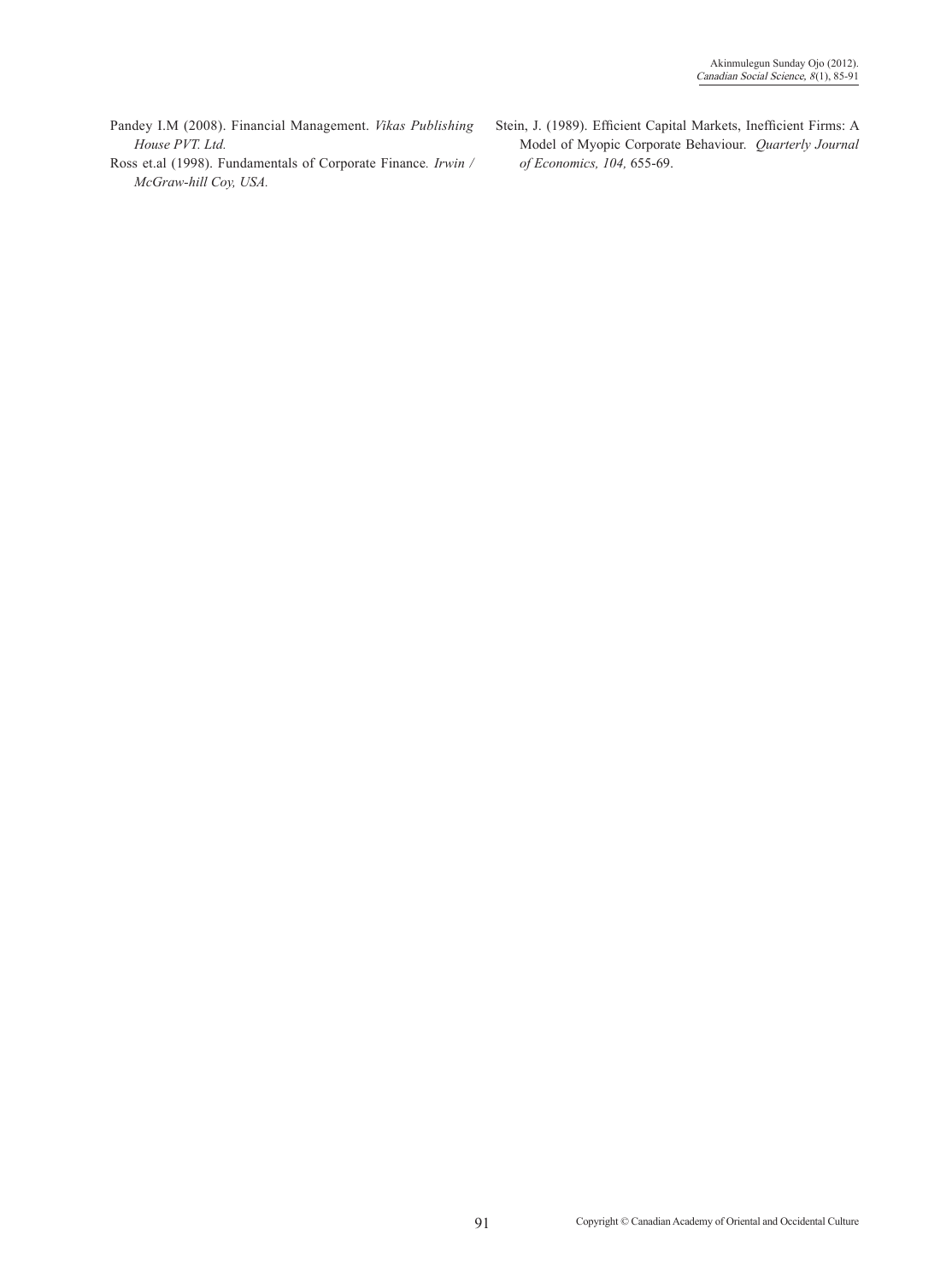Pandey I.M (2008). Financial Management. *Vikas Publishing House PVT. Ltd.*

Ross et.al (1998). Fundamentals of Corporate Finance*. Irwin / McGraw-hill Coy, USA.*

Stein, J. (1989). Efficient Capital Markets, Inefficient Firms: A Model of Myopic Corporate Behaviour. *Quarterly Journal of Economics, 104,* 655-69.